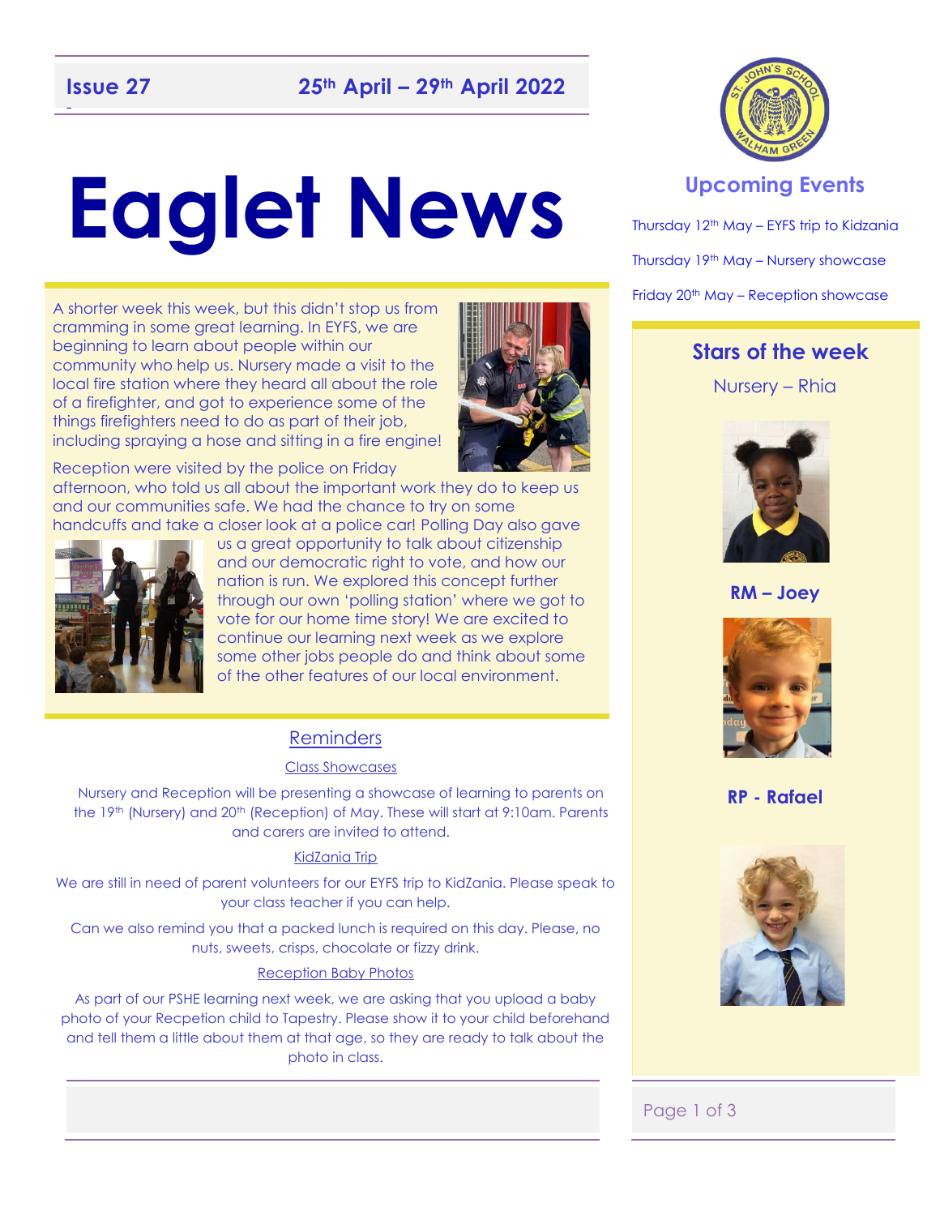**Issue 27** **25th April – 29th April 2022**

# Eaglet News

A shorter week this week, but this didn't stop us from cramming in some great learning. In EYFS, we are beginning to learn about people within our community who help us. Nursery made a visit to the local fire station where they heard all about the role of a firefighter, and got to experience some of the things firefighters need to do as part of their job, including spraying a hose and sitting in a fire engine!

Reception were visited by the police on Friday afternoon, who told us all about the important work they do to keep us and our communities safe. We had the chance to try on some handcuffs and take a closer look at a police car! Polling Day also gave us a great opportunity to talk about citizenship and our democratic right to vote, and how our nation is run. We explored this concept further through our own 'polling station' where we got to vote for our home time story! We are excited to continue our learning next week as we explore some other jobs people do and think about some of the other features of our local environment.

## Reminders

### Class Showcases

Nursery and Reception will be presenting a showcase of learning to parents on the 19th (Nursery) and 20th (Reception) of May. These will start at 9:10am. Parents and carers are invited to attend.

### KidZania Trip

We are still in need of parent volunteers for our EYFS trip to KidZania. Please speak to your class teacher if you can help.

Can we also remind you that a packed lunch is required on this day. Please, no nuts, sweets, crisps, chocolate or fizzy drink.

### Reception Baby Photos

As part of our PSHE learning next week, we are asking that you upload a baby photo of your Recpetion child to Tapestry. Please show it to your child beforehand and tell them a little about them at that age, so they are ready to talk about the photo in class.

## Upcoming Events

Thursday 12th May – EYFS trip to Kidzania

Thursday 19th May – Nursery showcase

Friday 20th May – Reception showcase

## Stars of the week

Nursery – Rhia

**RM – Joey**

**RP - Rafael**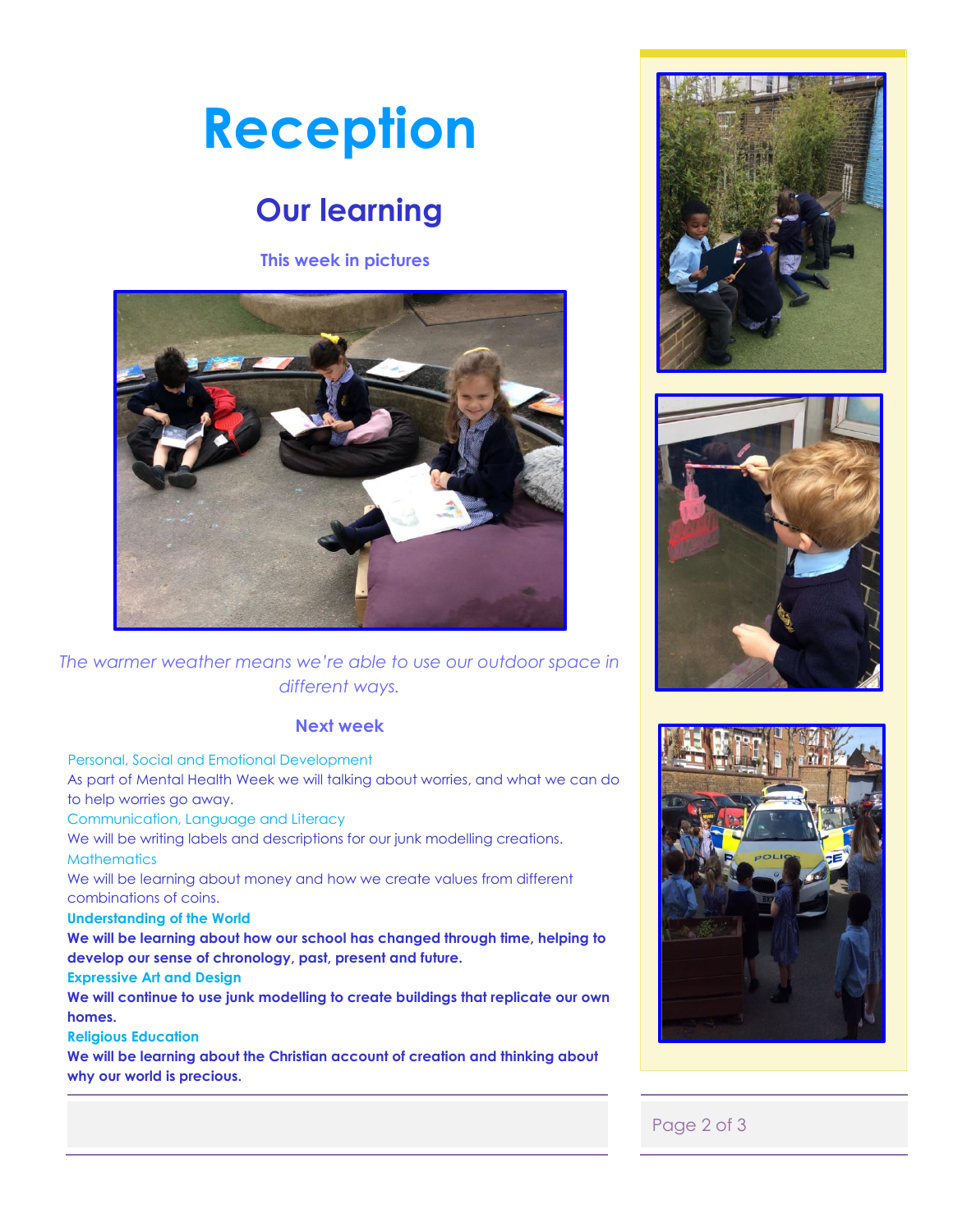# Reception

## Our learning

### This week in pictures

*The warmer weather means we're able to use our outdoor space in different ways.*

### Next week

Personal, Social and Emotional Development

As part of Mental Health Week we will talking about worries, and what we can do to help worries go away.

Communication, Language and Literacy

We will be writing labels and descriptions for our junk modelling creations.

Mathematics

We will be learning about money and how we create values from different combinations of coins.

**Understanding of the World**

**We will be learning about how our school has changed through time, helping to develop our sense of chronology, past, present and future.**

**Expressive Art and Design**

**We will continue to use junk modelling to create buildings that replicate our own homes.**

**Religious Education**

**We will be learning about the Christian account of creation and thinking about why our world is precious.**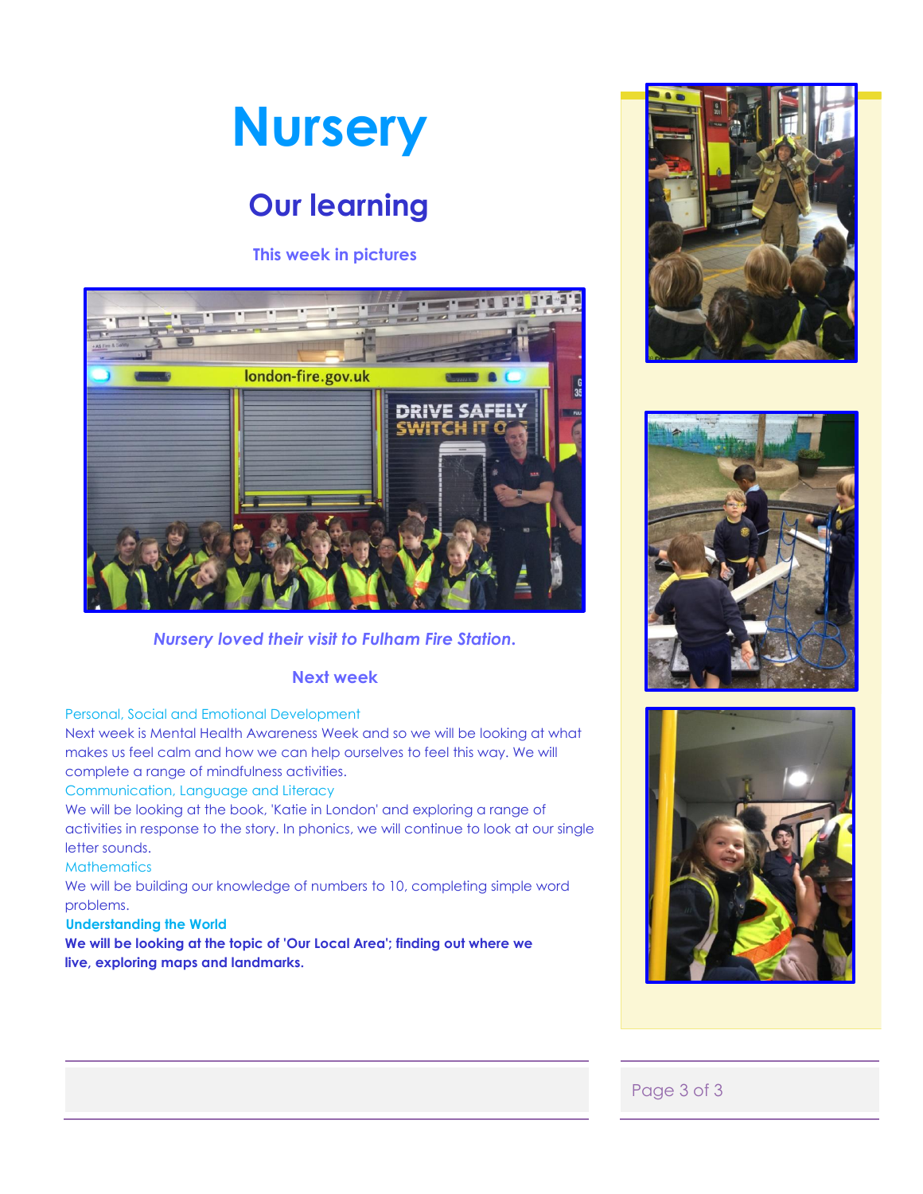# Nursery

## Our learning

### This week in pictures

*Nursery loved their visit to Fulham Fire Station.*

### Next week

Personal, Social and Emotional Development

Next week is Mental Health Awareness Week and so we will be looking at what makes us feel calm and how we can help ourselves to feel this way. We will complete a range of mindfulness activities.

Communication, Language and Literacy

We will be looking at the book, 'Katie in London' and exploring a range of activities in response to the story. In phonics, we will continue to look at our single letter sounds.

Mathematics

We will be building our knowledge of numbers to 10, completing simple word problems.

**Understanding the World**

**We will be looking at the topic of 'Our Local Area'; finding out where we live, exploring maps and landmarks.**